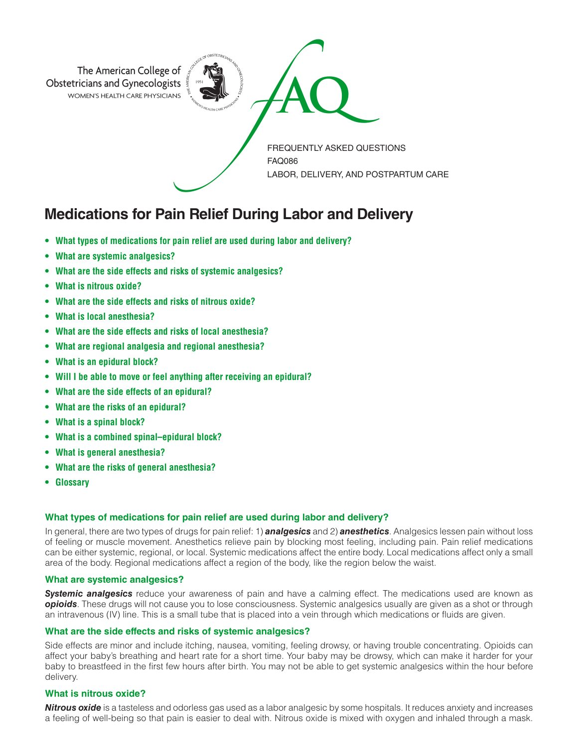The American College of Obstetricians and Gynecologists
WOMEN'S HEALTH CARE PHYSICIANS

FAQ

FREQUENTLY ASKED QUESTIONS
FAQ086
LABOR, DELIVERY, AND POSTPARTUM CARE

# Medications for Pain Relief During Labor and Delivery

- **What types of medications for pain relief are used during labor and delivery?**
- **What are systemic analgesics?**
- **What are the side effects and risks of systemic analgesics?**
- **What is nitrous oxide?**
- **What are the side effects and risks of nitrous oxide?**
- **What is local anesthesia?**
- **What are the side effects and risks of local anesthesia?**
- **What are regional analgesia and regional anesthesia?**
- **What is an epidural block?**
- **Will I be able to move or feel anything after receiving an epidural?**
- **What are the side effects of an epidural?**
- **What are the risks of an epidural?**
- **What is a spinal block?**
- **What is a combined spinal–epidural block?**
- **What is general anesthesia?**
- **What are the risks of general anesthesia?**
- **Glossary**

### What types of medications for pain relief are used during labor and delivery?

In general, there are two types of drugs for pain relief: 1) ***analgesics*** and 2) ***anesthetics***. Analgesics lessen pain without loss of feeling or muscle movement. Anesthetics relieve pain by blocking most feeling, including pain. Pain relief medications can be either systemic, regional, or local. Systemic medications affect the entire body. Local medications affect only a small area of the body. Regional medications affect a region of the body, like the region below the waist.

### What are systemic analgesics?

***Systemic analgesics*** reduce your awareness of pain and have a calming effect. The medications used are known as ***opioids***. These drugs will not cause you to lose consciousness. Systemic analgesics usually are given as a shot or through an intravenous (IV) line. This is a small tube that is placed into a vein through which medications or fluids are given.

### What are the side effects and risks of systemic analgesics?

Side effects are minor and include itching, nausea, vomiting, feeling drowsy, or having trouble concentrating. Opioids can affect your baby's breathing and heart rate for a short time. Your baby may be drowsy, which can make it harder for your baby to breastfeed in the first few hours after birth. You may not be able to get systemic analgesics within the hour before delivery.

### What is nitrous oxide?

***Nitrous oxide*** is a tasteless and odorless gas used as a labor analgesic by some hospitals. It reduces anxiety and increases a feeling of well-being so that pain is easier to deal with. Nitrous oxide is mixed with oxygen and inhaled through a mask.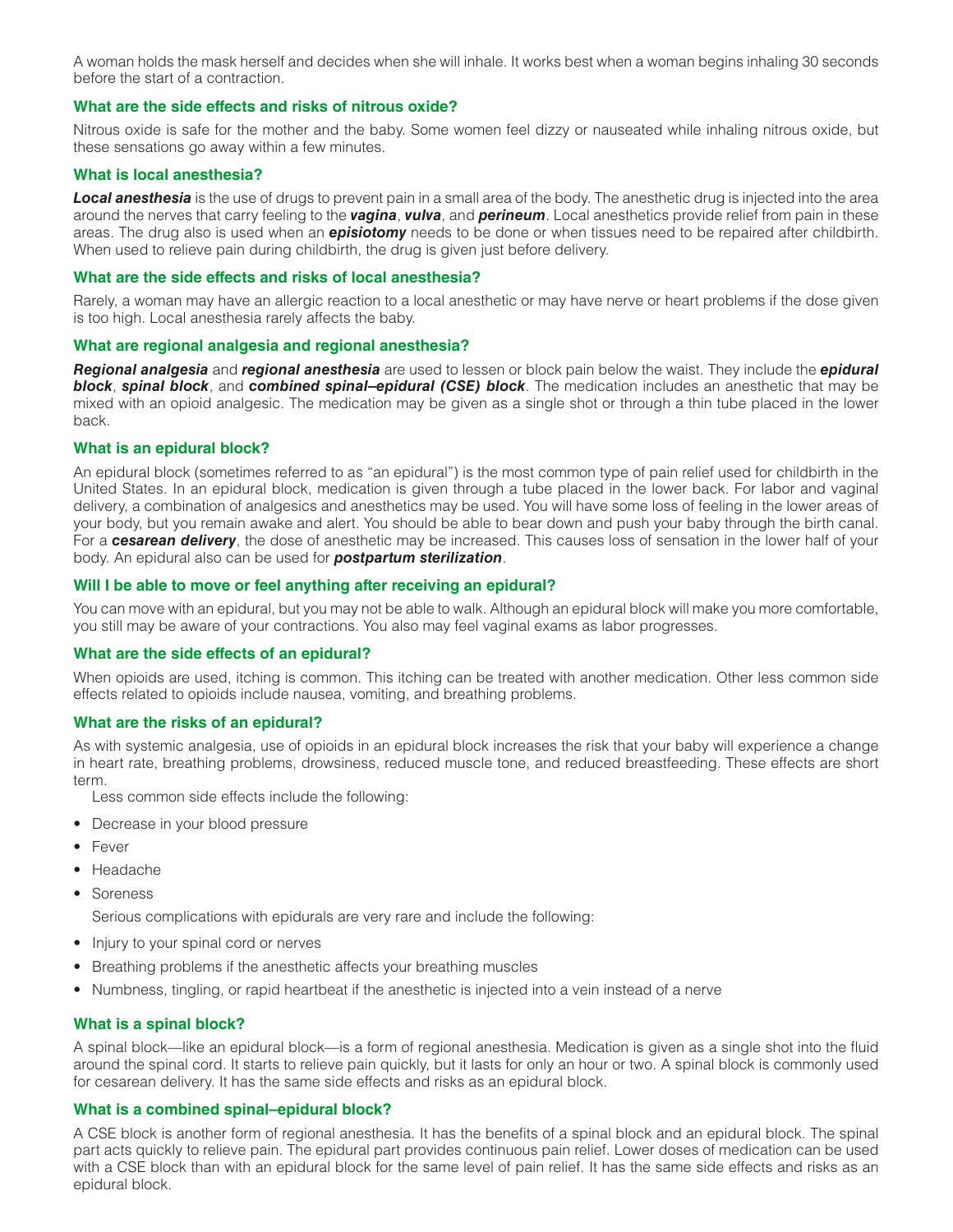A woman holds the mask herself and decides when she will inhale. It works best when a woman begins inhaling 30 seconds before the start of a contraction.

### What are the side effects and risks of nitrous oxide?

Nitrous oxide is safe for the mother and the baby. Some women feel dizzy or nauseated while inhaling nitrous oxide, but these sensations go away within a few minutes.

### What is local anesthesia?

***Local anesthesia*** is the use of drugs to prevent pain in a small area of the body. The anesthetic drug is injected into the area around the nerves that carry feeling to the ***vagina***, ***vulva***, and ***perineum***. Local anesthetics provide relief from pain in these areas. The drug also is used when an ***episiotomy*** needs to be done or when tissues need to be repaired after childbirth. When used to relieve pain during childbirth, the drug is given just before delivery.

### What are the side effects and risks of local anesthesia?

Rarely, a woman may have an allergic reaction to a local anesthetic or may have nerve or heart problems if the dose given is too high. Local anesthesia rarely affects the baby.

### What are regional analgesia and regional anesthesia?

***Regional analgesia*** and ***regional anesthesia*** are used to lessen or block pain below the waist. They include the ***epidural block***, ***spinal block***, and ***combined spinal–epidural (CSE) block***. The medication includes an anesthetic that may be mixed with an opioid analgesic. The medication may be given as a single shot or through a thin tube placed in the lower back.

### What is an epidural block?

An epidural block (sometimes referred to as "an epidural") is the most common type of pain relief used for childbirth in the United States. In an epidural block, medication is given through a tube placed in the lower back. For labor and vaginal delivery, a combination of analgesics and anesthetics may be used. You will have some loss of feeling in the lower areas of your body, but you remain awake and alert. You should be able to bear down and push your baby through the birth canal. For a ***cesarean delivery***, the dose of anesthetic may be increased. This causes loss of sensation in the lower half of your body. An epidural also can be used for ***postpartum sterilization***.

### Will I be able to move or feel anything after receiving an epidural?

You can move with an epidural, but you may not be able to walk. Although an epidural block will make you more comfortable, you still may be aware of your contractions. You also may feel vaginal exams as labor progresses.

### What are the side effects of an epidural?

When opioids are used, itching is common. This itching can be treated with another medication. Other less common side effects related to opioids include nausea, vomiting, and breathing problems.

### What are the risks of an epidural?

As with systemic analgesia, use of opioids in an epidural block increases the risk that your baby will experience a change in heart rate, breathing problems, drowsiness, reduced muscle tone, and reduced breastfeeding. These effects are short term.

Less common side effects include the following:

- Decrease in your blood pressure
- Fever
- Headache
- Soreness

Serious complications with epidurals are very rare and include the following:

- Injury to your spinal cord or nerves
- Breathing problems if the anesthetic affects your breathing muscles
- Numbness, tingling, or rapid heartbeat if the anesthetic is injected into a vein instead of a nerve

### What is a spinal block?

A spinal block—like an epidural block—is a form of regional anesthesia. Medication is given as a single shot into the fluid around the spinal cord. It starts to relieve pain quickly, but it lasts for only an hour or two. A spinal block is commonly used for cesarean delivery. It has the same side effects and risks as an epidural block.

### What is a combined spinal–epidural block?

A CSE block is another form of regional anesthesia. It has the benefits of a spinal block and an epidural block. The spinal part acts quickly to relieve pain. The epidural part provides continuous pain relief. Lower doses of medication can be used with a CSE block than with an epidural block for the same level of pain relief. It has the same side effects and risks as an epidural block.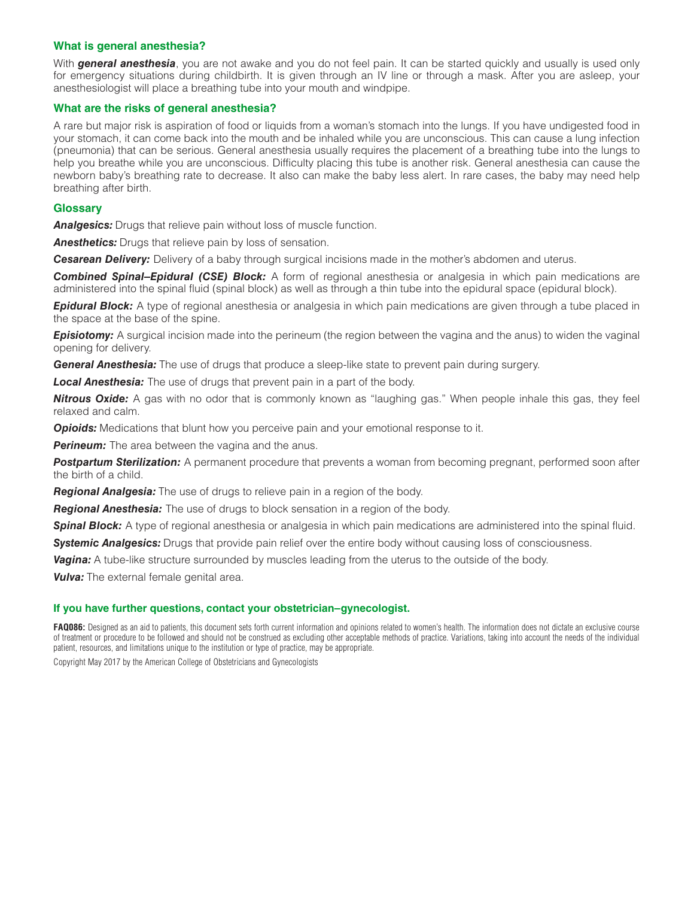### What is general anesthesia?

With ***general anesthesia***, you are not awake and you do not feel pain. It can be started quickly and usually is used only for emergency situations during childbirth. It is given through an IV line or through a mask. After you are asleep, your anesthesiologist will place a breathing tube into your mouth and windpipe.

### What are the risks of general anesthesia?

A rare but major risk is aspiration of food or liquids from a woman's stomach into the lungs. If you have undigested food in your stomach, it can come back into the mouth and be inhaled while you are unconscious. This can cause a lung infection (pneumonia) that can be serious. General anesthesia usually requires the placement of a breathing tube into the lungs to help you breathe while you are unconscious. Difficulty placing this tube is another risk. General anesthesia can cause the newborn baby's breathing rate to decrease. It also can make the baby less alert. In rare cases, the baby may need help breathing after birth.

### Glossary

***Analgesics:*** Drugs that relieve pain without loss of muscle function.

***Anesthetics:*** Drugs that relieve pain by loss of sensation.

***Cesarean Delivery:*** Delivery of a baby through surgical incisions made in the mother's abdomen and uterus.

***Combined Spinal–Epidural (CSE) Block:*** A form of regional anesthesia or analgesia in which pain medications are administered into the spinal fluid (spinal block) as well as through a thin tube into the epidural space (epidural block).

***Epidural Block:*** A type of regional anesthesia or analgesia in which pain medications are given through a tube placed in the space at the base of the spine.

***Episiotomy:*** A surgical incision made into the perineum (the region between the vagina and the anus) to widen the vaginal opening for delivery.

***General Anesthesia:*** The use of drugs that produce a sleep-like state to prevent pain during surgery.

***Local Anesthesia:*** The use of drugs that prevent pain in a part of the body.

***Nitrous Oxide:*** A gas with no odor that is commonly known as "laughing gas." When people inhale this gas, they feel relaxed and calm.

***Opioids:*** Medications that blunt how you perceive pain and your emotional response to it.

***Perineum:*** The area between the vagina and the anus.

***Postpartum Sterilization:*** A permanent procedure that prevents a woman from becoming pregnant, performed soon after the birth of a child.

***Regional Analgesia:*** The use of drugs to relieve pain in a region of the body.

***Regional Anesthesia:*** The use of drugs to block sensation in a region of the body.

***Spinal Block:*** A type of regional anesthesia or analgesia in which pain medications are administered into the spinal fluid.

***Systemic Analgesics:*** Drugs that provide pain relief over the entire body without causing loss of consciousness.

***Vagina:*** A tube-like structure surrounded by muscles leading from the uterus to the outside of the body.

***Vulva:*** The external female genital area.

**If you have further questions, contact your obstetrician–gynecologist.**

**FAQ086:** Designed as an aid to patients, this document sets forth current information and opinions related to women's health. The information does not dictate an exclusive course of treatment or procedure to be followed and should not be construed as excluding other acceptable methods of practice. Variations, taking into account the needs of the individual patient, resources, and limitations unique to the institution or type of practice, may be appropriate.

Copyright May 2017 by the American College of Obstetricians and Gynecologists